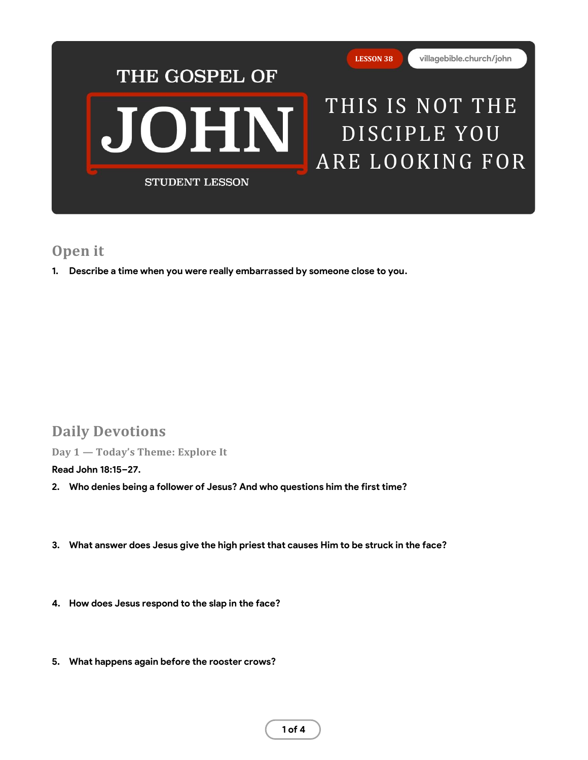THE GOSPEL OF

# JOHN

STUDENT LESSON

LESSON 38

villagebible.church/john

# THIS IS NOT THE DISCIPLE YOU ARE LOOKING FOR

## Open it

1. **Describe a time when you were really embarrassed by someone close to you.**

## Daily Devotions

### Day 1 — Today's Theme: Explore It

**Read John 18:15–27.**

2. **Who denies being a follower of Jesus? And who questions him the first time?**

3. **What answer does Jesus give the high priest that causes Him to be struck in the face?**

4. **How does Jesus respond to the slap in the face?**

5. **What happens again before the rooster crows?**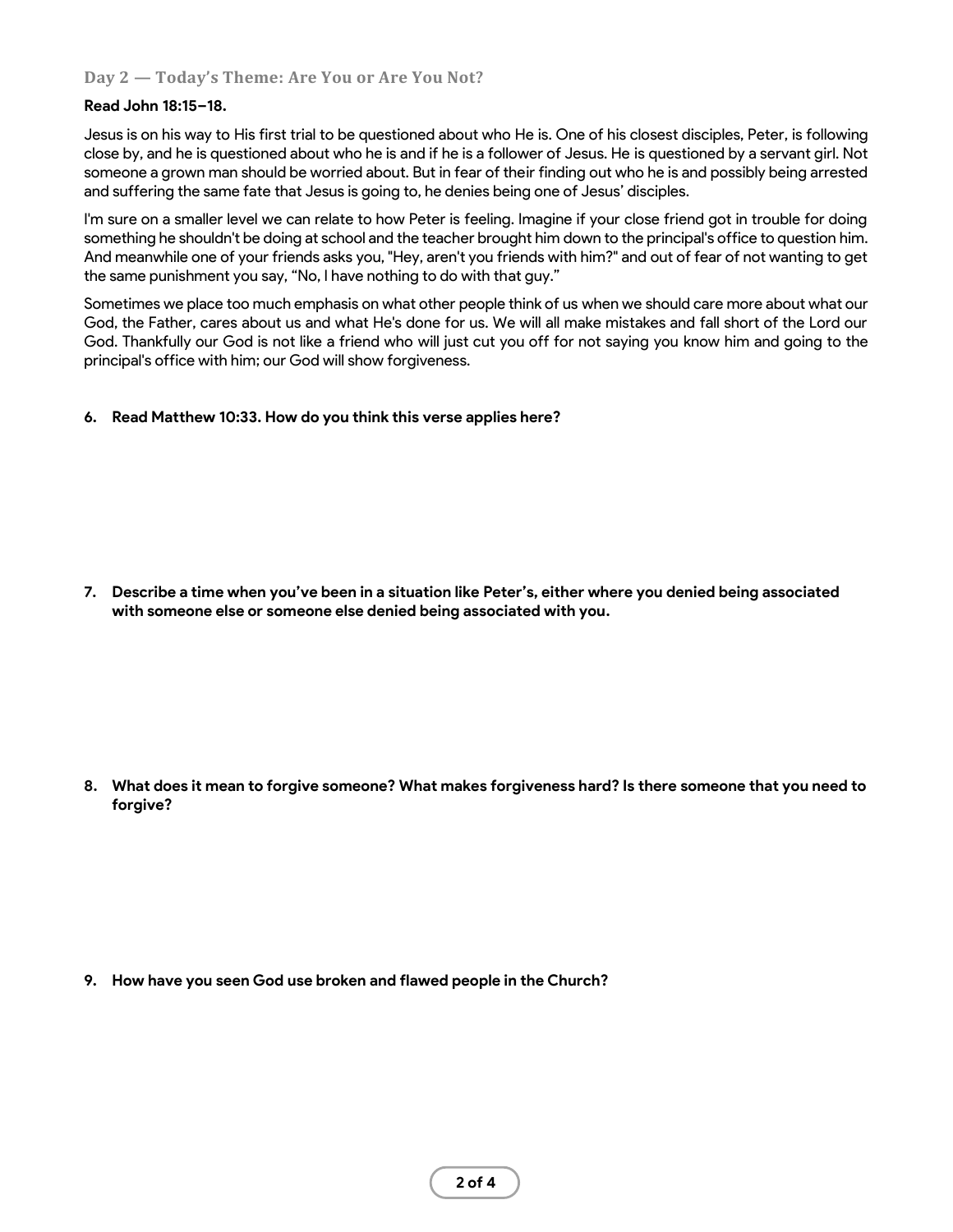### Day 2 — Today's Theme: Are You or Are You Not?

**Read John 18:15–18.**

Jesus is on his way to His first trial to be questioned about who He is. One of his closest disciples, Peter, is following close by, and he is questioned about who he is and if he is a follower of Jesus. He is questioned by a servant girl. Not someone a grown man should be worried about. But in fear of their finding out who he is and possibly being arrested and suffering the same fate that Jesus is going to, he denies being one of Jesus' disciples.

I'm sure on a smaller level we can relate to how Peter is feeling. Imagine if your close friend got in trouble for doing something he shouldn't be doing at school and the teacher brought him down to the principal's office to question him. And meanwhile one of your friends asks you, "Hey, aren't you friends with him?" and out of fear of not wanting to get the same punishment you say, "No, I have nothing to do with that guy."

Sometimes we place too much emphasis on what other people think of us when we should care more about what our God, the Father, cares about us and what He's done for us. We will all make mistakes and fall short of the Lord our God. Thankfully our God is not like a friend who will just cut you off for not saying you know him and going to the principal's office with him; our God will show forgiveness.

6. **Read Matthew 10:33. How do you think this verse applies here?**

7. **Describe a time when you've been in a situation like Peter's, either where you denied being associated with someone else or someone else denied being associated with you.**

8. **What does it mean to forgive someone? What makes forgiveness hard? Is there someone that you need to forgive?**

9. **How have you seen God use broken and flawed people in the Church?**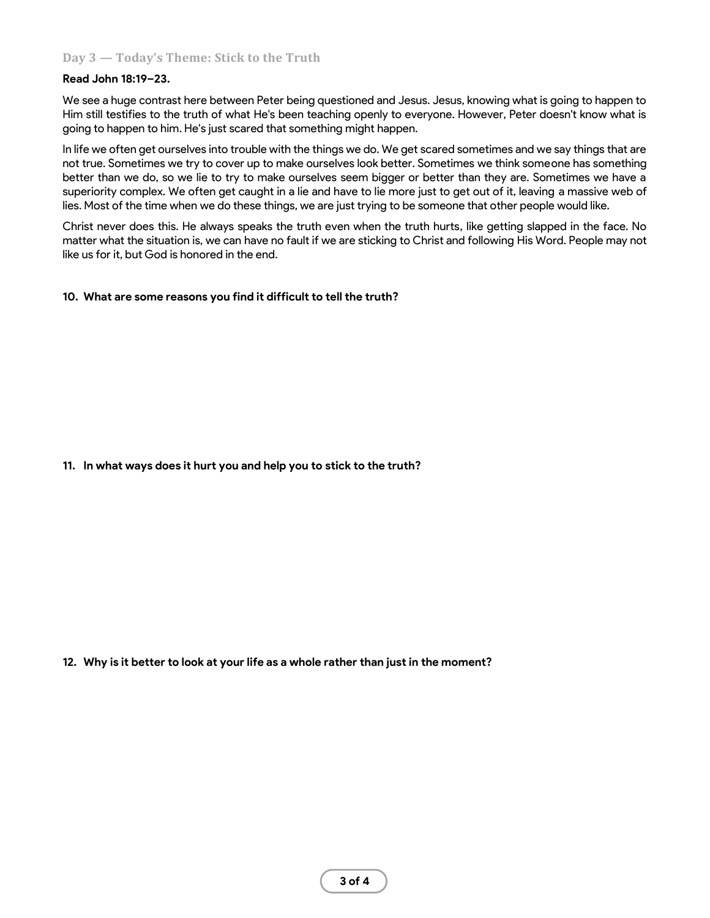### Day 3 — Today's Theme: Stick to the Truth

**Read John 18:19–23.**

We see a huge contrast here between Peter being questioned and Jesus. Jesus, knowing what is going to happen to Him still testifies to the truth of what He's been teaching openly to everyone. However, Peter doesn't know what is going to happen to him. He's just scared that something might happen.

In life we often get ourselves into trouble with the things we do. We get scared sometimes and we say things that are not true. Sometimes we try to cover up to make ourselves look better. Sometimes we think someone has something better than we do, so we lie to try to make ourselves seem bigger or better than they are. Sometimes we have a superiority complex. We often get caught in a lie and have to lie more just to get out of it, leaving a massive web of lies. Most of the time when we do these things, we are just trying to be someone that other people would like.

Christ never does this. He always speaks the truth even when the truth hurts, like getting slapped in the face. No matter what the situation is, we can have no fault if we are sticking to Christ and following His Word. People may not like us for it, but God is honored in the end.

**10. What are some reasons you find it difficult to tell the truth?**

**11. In what ways does it hurt you and help you to stick to the truth?**

**12. Why is it better to look at your life as a whole rather than just in the moment?**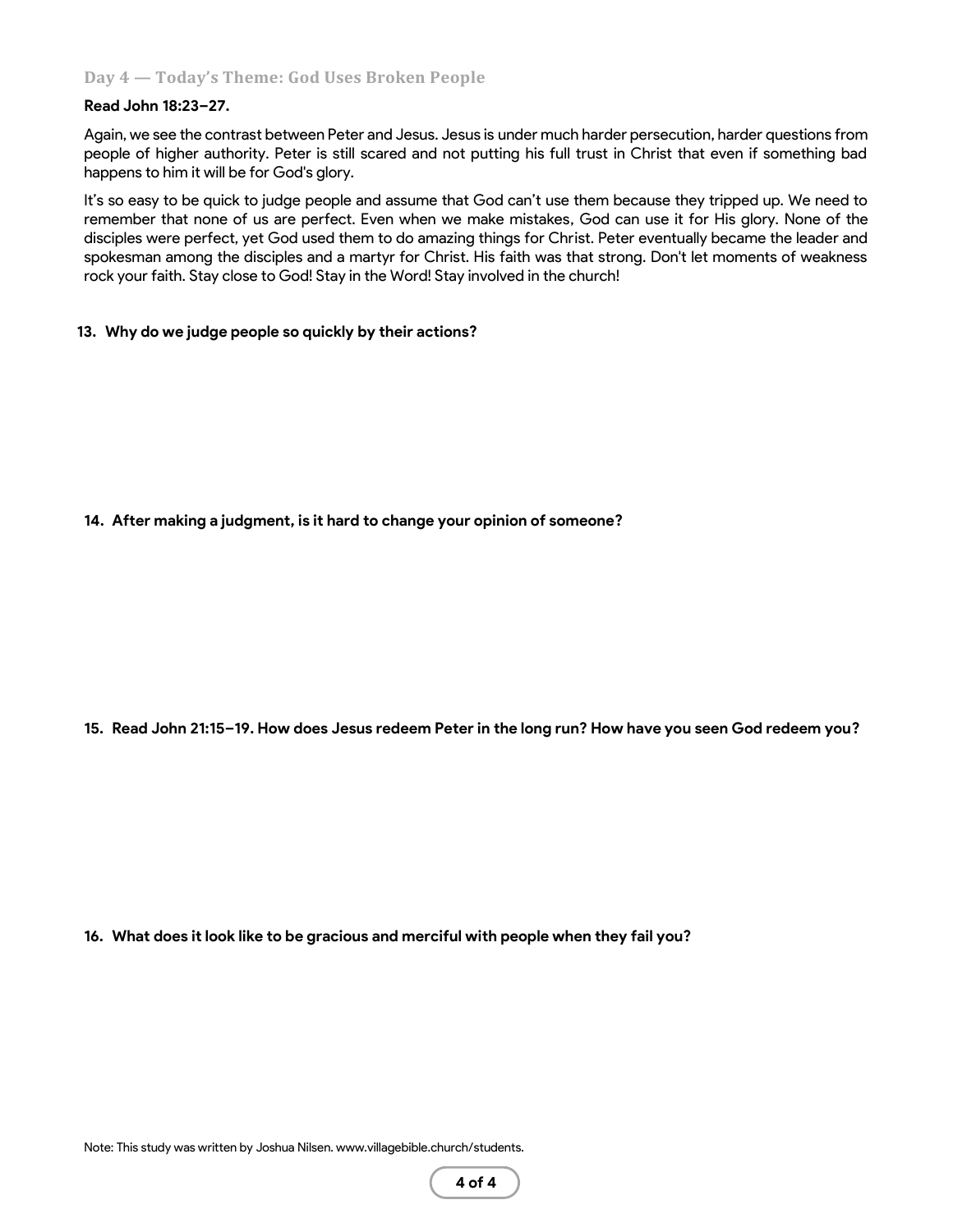### Day 4 — Today's Theme: God Uses Broken People

**Read John 18:23–27.**

Again, we see the contrast between Peter and Jesus. Jesus is under much harder persecution, harder questions from people of higher authority. Peter is still scared and not putting his full trust in Christ that even if something bad happens to him it will be for God's glory.

It's so easy to be quick to judge people and assume that God can't use them because they tripped up. We need to remember that none of us are perfect. Even when we make mistakes, God can use it for His glory. None of the disciples were perfect, yet God used them to do amazing things for Christ. Peter eventually became the leader and spokesman among the disciples and a martyr for Christ. His faith was that strong. Don't let moments of weakness rock your faith. Stay close to God! Stay in the Word! Stay involved in the church!

13. **Why do we judge people so quickly by their actions?**

14. **After making a judgment, is it hard to change your opinion of someone?**

15. **Read John 21:15–19. How does Jesus redeem Peter in the long run? How have you seen God redeem you?**

16. **What does it look like to be gracious and merciful with people when they fail you?**

Note: This study was written by Joshua Nilsen. www.villagebible.church/students.